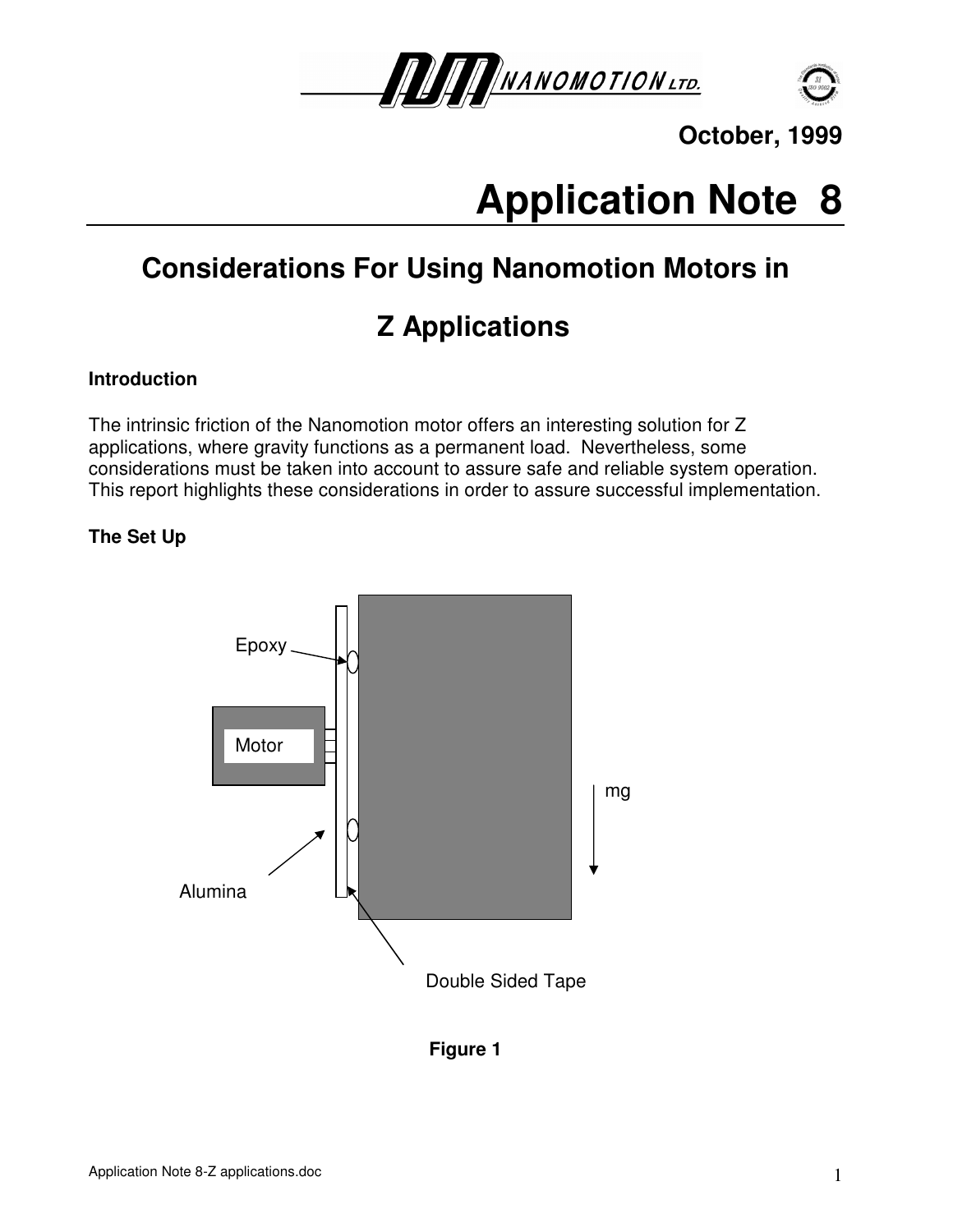October, 1999

# Application Note 8

## Considerations For Using Nanomotion Motors in Z Applications

### Introduction

The intrinsic friction of the Nanomotion motor offers an interesting solution for Z applications, where gravity functions as a permanent load. Nevertheless, some considerations must be taken into account to assure safe and reliable system operation. This report highlights these considerations in order to assure successful implementation.

### The Set Up

Epoxy

Motor

mg

Alumina

Double Sided Tape

**Figure 1**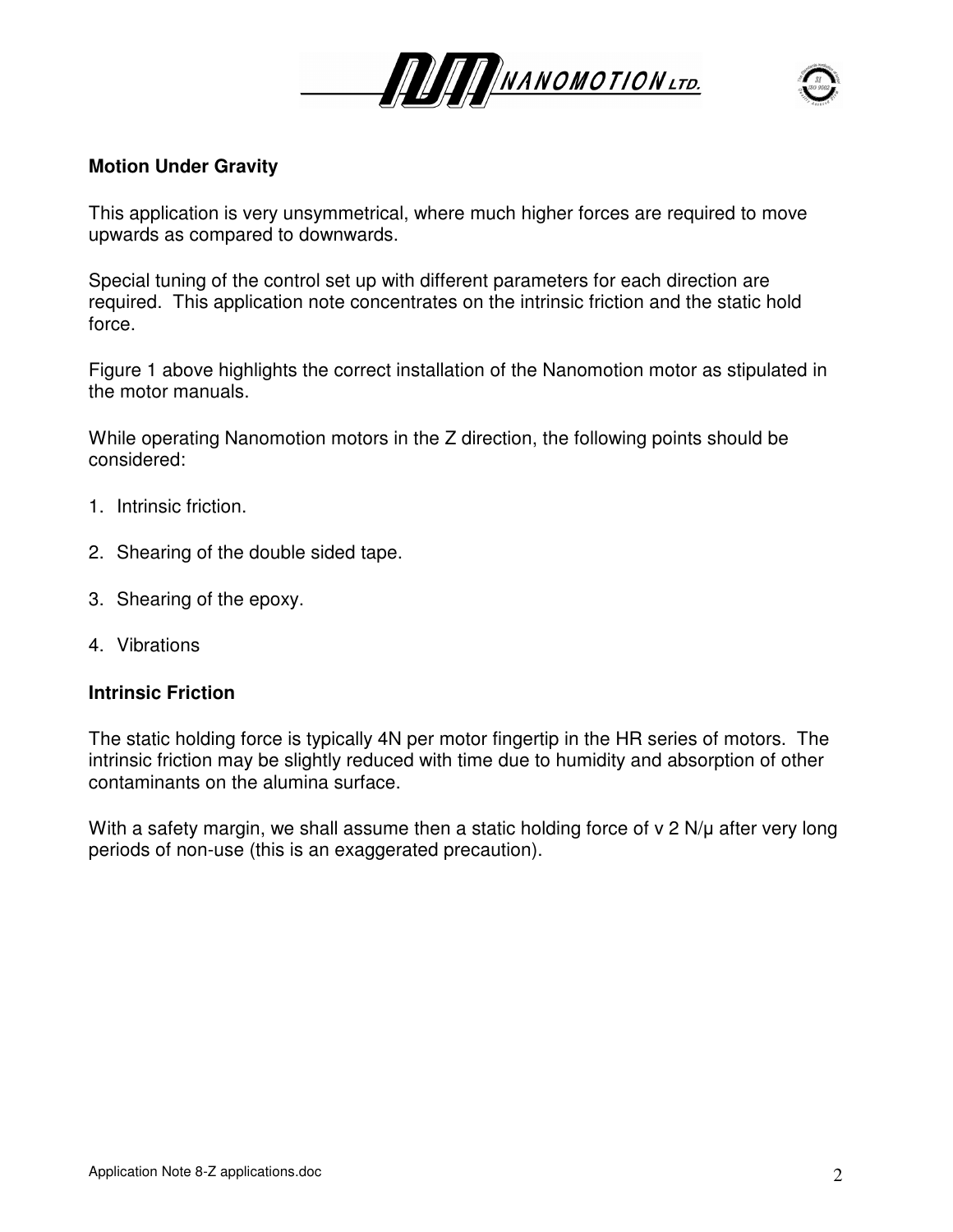## Motion Under Gravity

This application is very unsymmetrical, where much higher forces are required to move upwards as compared to downwards.

Special tuning of the control set up with different parameters for each direction are required. This application note concentrates on the intrinsic friction and the static hold force.

Figure 1 above highlights the correct installation of the Nanomotion motor as stipulated in the motor manuals.

While operating Nanomotion motors in the Z direction, the following points should be considered:

1. Intrinsic friction.

2. Shearing of the double sided tape.

3. Shearing of the epoxy.

4. Vibrations

## Intrinsic Friction

The static holding force is typically 4N per motor fingertip in the HR series of motors. The intrinsic friction may be slightly reduced with time due to humidity and absorption of other contaminants on the alumina surface.

With a safety margin, we shall assume then a static holding force of v 2 N/μ after very long periods of non-use (this is an exaggerated precaution).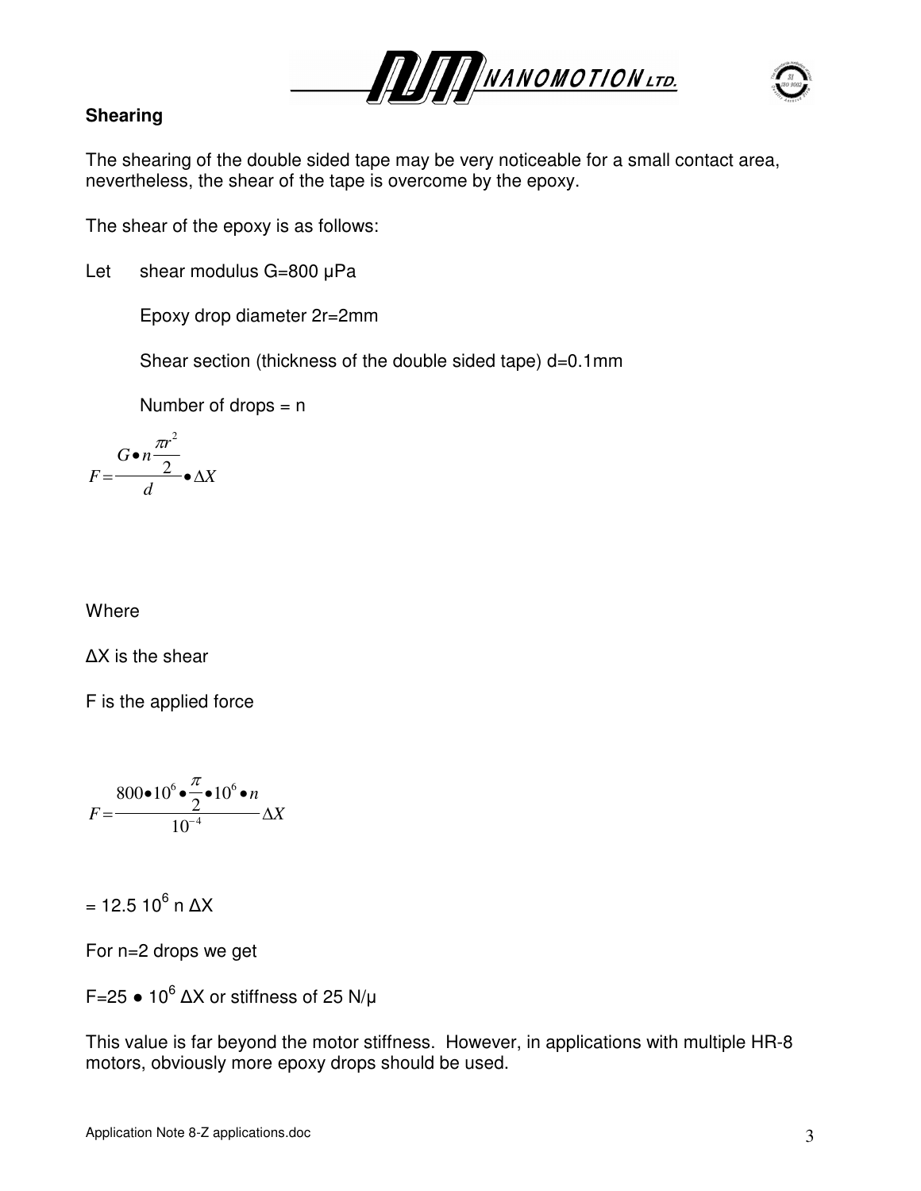## Shearing

The shearing of the double sided tape may be very noticeable for a small contact area, nevertheless, the shear of the tape is overcome by the epoxy.

The shear of the epoxy is as follows:

Let shear modulus G=800 μPa

Epoxy drop diameter 2r=2mm

Shear section (thickness of the double sided tape) d=0.1mm

Number of drops = n

$$F = \frac{G \bullet n \frac{\pi r^2}{2}}{d} \bullet \Delta X$$

Where

ΔX is the shear

F is the applied force

$$F = \frac{800 \bullet 10^6 \bullet \frac{\pi}{2} \bullet 10^6 \bullet n}{10^{-4}} \Delta X$$

= 12.5 $10^6$ n ΔX

For n=2 drops we get

F=25 ● $10^6$ ΔX or stiffness of 25 N/μ

This value is far beyond the motor stiffness. However, in applications with multiple HR-8 motors, obviously more epoxy drops should be used.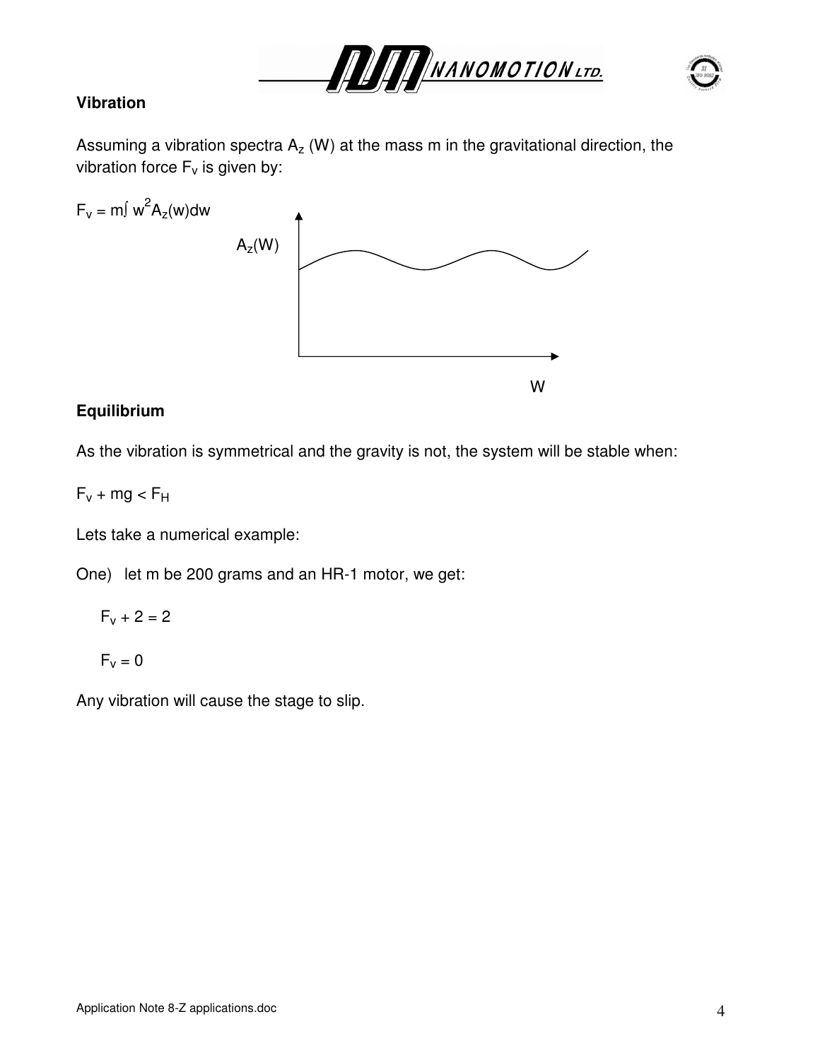### Vibration

Assuming a vibration spectra $A_z$ (W) at the mass m in the gravitational direction, the vibration force $F_v$ is given by:

$$F_v = m\int w^2 A_z(w)dw$$

### Equilibrium

As the vibration is symmetrical and the gravity is not, the system will be stable when:

$$F_v + mg < F_H$$

Lets take a numerical example:

One) let m be 200 grams and an HR-1 motor, we get:

$$F_v + 2 = 2$$

$$F_v = 0$$

Any vibration will cause the stage to slip.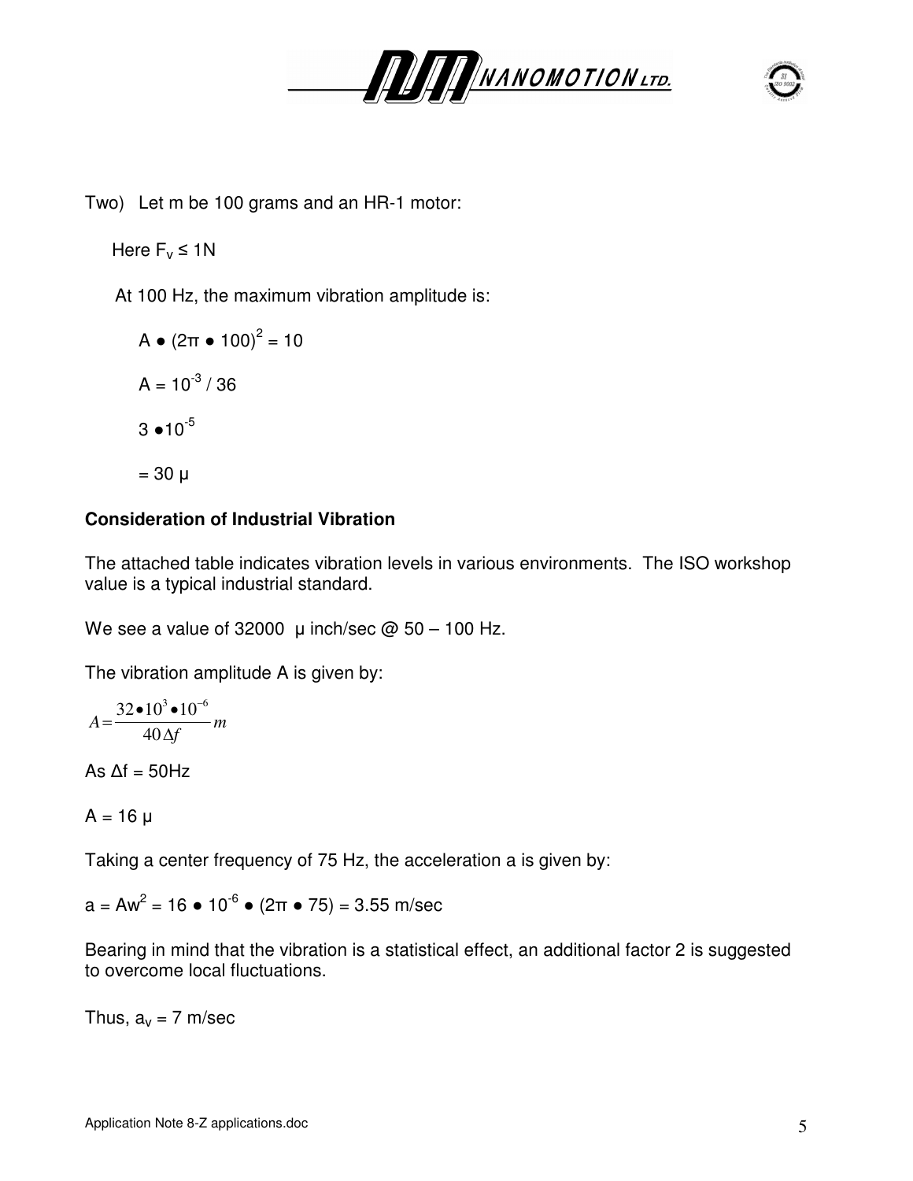Two) Let m be 100 grams and an HR-1 motor:

Here $F_v \leq 1N$

At 100 Hz, the maximum vibration amplitude is:

$A \bullet (2\pi \bullet 100)^2 = 10$

$A = 10^{-3} / 36$

$3 \bullet 10^{-5}$

$= 30\ \mu$

**Consideration of Industrial Vibration**

The attached table indicates vibration levels in various environments. The ISO workshop value is a typical industrial standard.

We see a value of 32000 μ inch/sec @ 50 – 100 Hz.

The vibration amplitude A is given by:

$$A = \frac{32 \bullet 10^{3} \bullet 10^{-6}}{40 \Delta f} m$$

As $\Delta f = 50Hz$

$A = 16\ \mu$

Taking a center frequency of 75 Hz, the acceleration a is given by:

$a = Aw^2 = 16 \bullet 10^{-6} \bullet (2\pi \bullet 75) = 3.55$ m/sec

Bearing in mind that the vibration is a statistical effect, an additional factor 2 is suggested to overcome local fluctuations.

Thus, $a_v = 7$ m/sec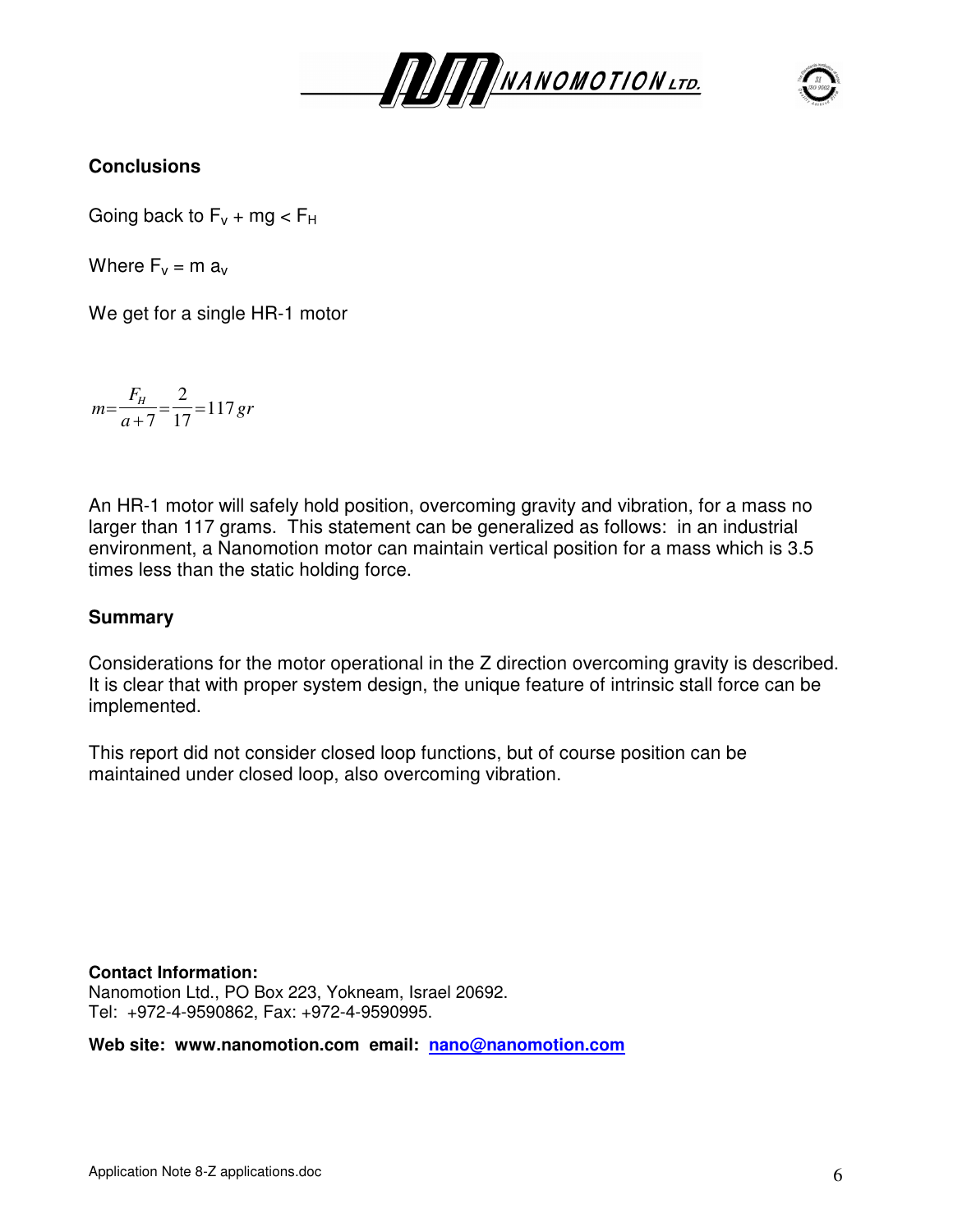## Conclusions

Going back to $F_v + mg < F_H$

Where $F_v = m\, a_v$

We get for a single HR-1 motor

$$m = \frac{F_H}{a + 7} = \frac{2}{17} = 117\,gr$$

An HR-1 motor will safely hold position, overcoming gravity and vibration, for a mass no larger than 117 grams. This statement can be generalized as follows: in an industrial environment, a Nanomotion motor can maintain vertical position for a mass which is 3.5 times less than the static holding force.

## Summary

Considerations for the motor operational in the Z direction overcoming gravity is described. It is clear that with proper system design, the unique feature of intrinsic stall force can be implemented.

This report did not consider closed loop functions, but of course position can be maintained under closed loop, also overcoming vibration.

**Contact Information:**
Nanomotion Ltd., PO Box 223, Yokneam, Israel 20692.
Tel: +972-4-9590862, Fax: +972-4-9590995.

**Web site: www.nanomotion.com email: nano@nanomotion.com**